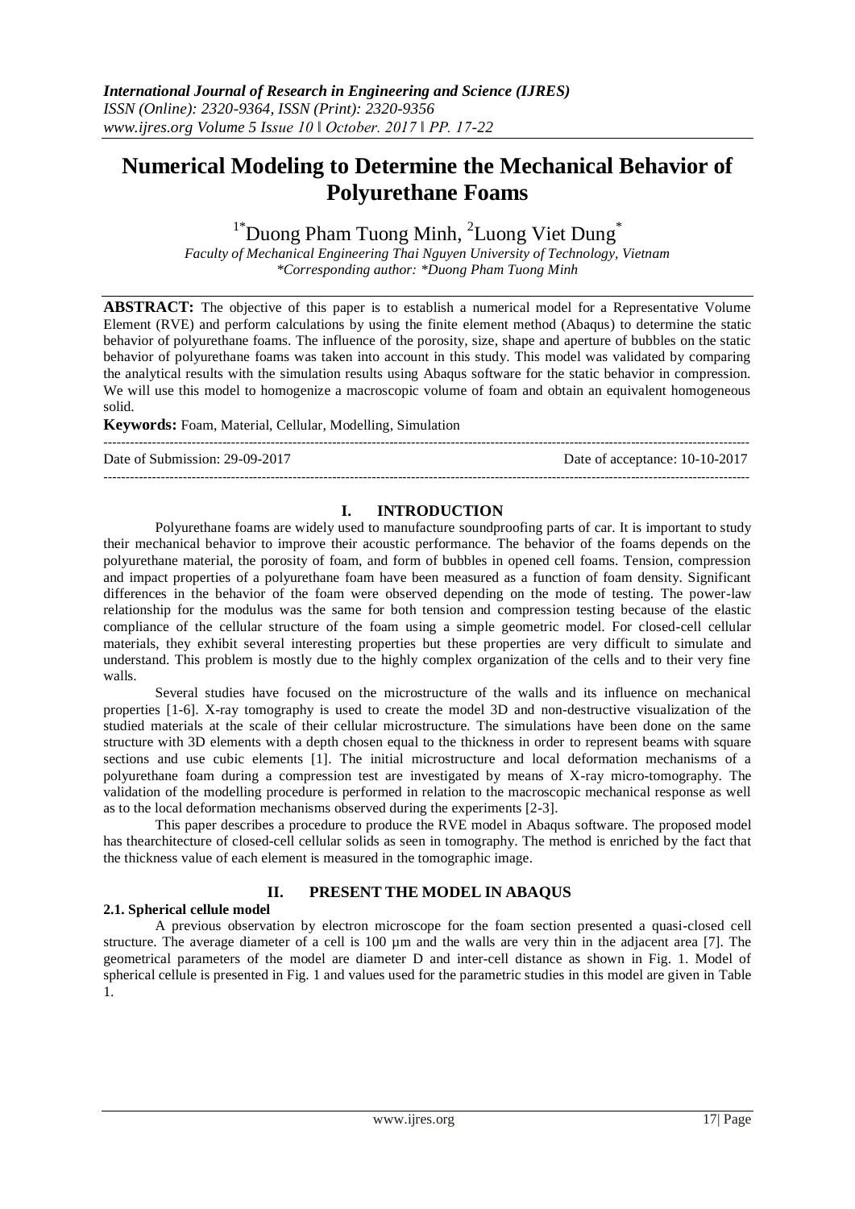# Numerical Modeling to Determine the Mechanical Behavior of Polyurethane Foams

[1*]Duong Pham Tuong Minh, [2]Luong Viet Dung[*]

*Faculty of Mechanical Engineering Thai Nguyen University of Technology, Vietnam*
*\*Corresponding author: \*Duong Pham Tuong Minh*

**ABSTRACT:** The objective of this paper is to establish a numerical model for a Representative Volume Element (RVE) and perform calculations by using the finite element method (Abaqus) to determine the static behavior of polyurethane foams. The influence of the porosity, size, shape and aperture of bubbles on the static behavior of polyurethane foams was taken into account in this study. This model was validated by comparing the analytical results with the simulation results using Abaqus software for the static behavior in compression. We will use this model to homogenize a macroscopic volume of foam and obtain an equivalent homogeneous solid.

**Keywords:** Foam, Material, Cellular, Modelling, Simulation

Date of Submission: 29-09-2017 Date of acceptance: 10-10-2017

## I. INTRODUCTION

Polyurethane foams are widely used to manufacture soundproofing parts of car. It is important to study their mechanical behavior to improve their acoustic performance. The behavior of the foams depends on the polyurethane material, the porosity of foam, and form of bubbles in opened cell foams. Tension, compression and impact properties of a polyurethane foam have been measured as a function of foam density. Significant differences in the behavior of the foam were observed depending on the mode of testing. The power-law relationship for the modulus was the same for both tension and compression testing because of the elastic compliance of the cellular structure of the foam using a simple geometric model. For closed-cell cellular materials, they exhibit several interesting properties but these properties are very difficult to simulate and understand. This problem is mostly due to the highly complex organization of the cells and to their very fine walls.

Several studies have focused on the microstructure of the walls and its influence on mechanical properties [1-6]. X-ray tomography is used to create the model 3D and non-destructive visualization of the studied materials at the scale of their cellular microstructure. The simulations have been done on the same structure with 3D elements with a depth chosen equal to the thickness in order to represent beams with square sections and use cubic elements [1]. The initial microstructure and local deformation mechanisms of a polyurethane foam during a compression test are investigated by means of X-ray micro-tomography. The validation of the modelling procedure is performed in relation to the macroscopic mechanical response as well as to the local deformation mechanisms observed during the experiments [2-3].

This paper describes a procedure to produce the RVE model in Abaqus software. The proposed model has thearchitecture of closed-cell cellular solids as seen in tomography. The method is enriched by the fact that the thickness value of each element is measured in the tomographic image.

## II. PRESENT THE MODEL IN ABAQUS

### 2.1. Spherical cellule model

A previous observation by electron microscope for the foam section presented a quasi-closed cell structure. The average diameter of a cell is 100 µm and the walls are very thin in the adjacent area [7]. The geometrical parameters of the model are diameter D and inter-cell distance as shown in Fig. 1. Model of spherical cellule is presented in Fig. 1 and values used for the parametric studies in this model are given in Table 1.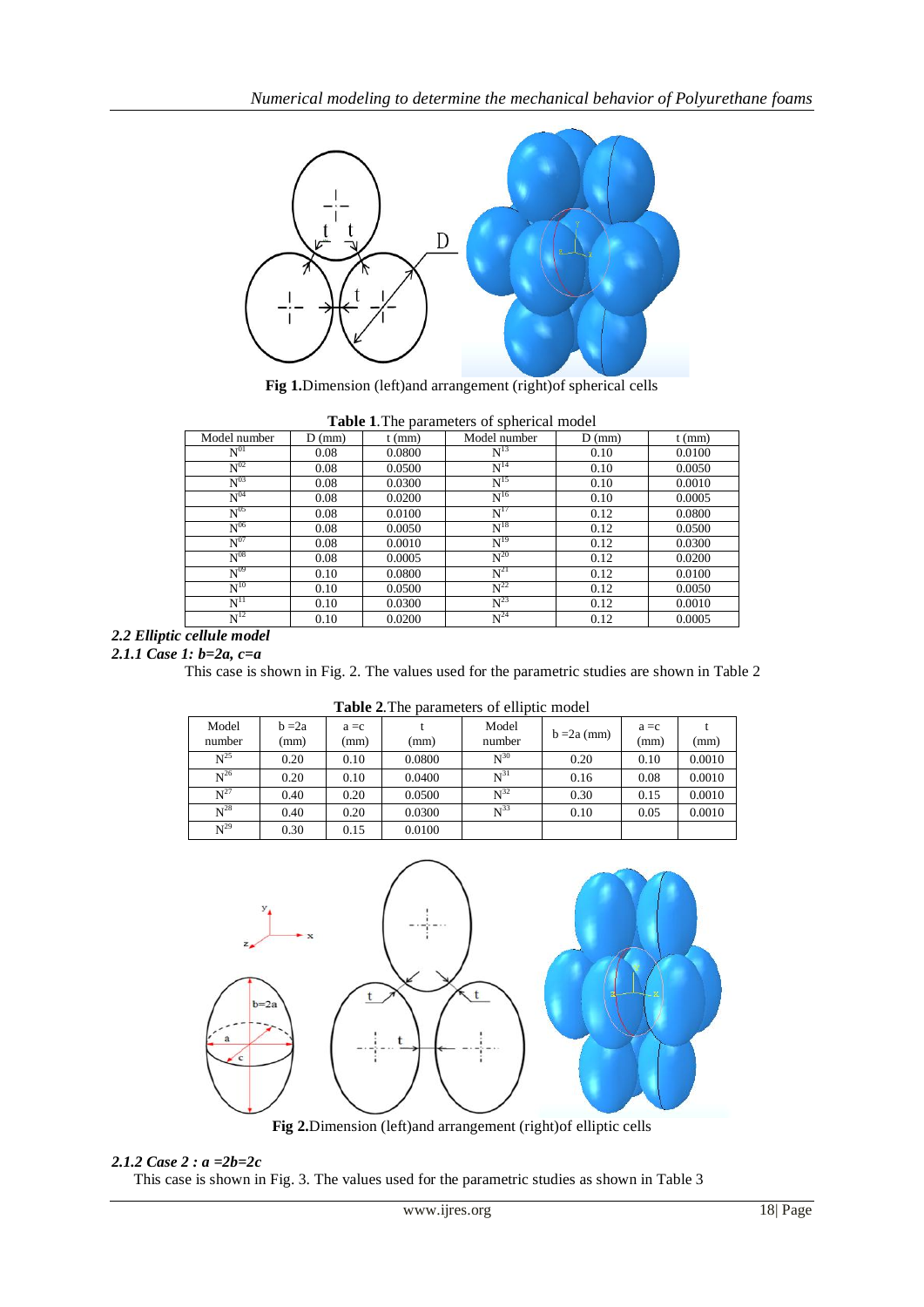**Fig 1.**Dimension (left)and arrangement (right)of spherical cells

**Table 1**.The parameters of spherical model

| Model number | D (mm) | t (mm) | Model number | D (mm) | t (mm) |
|---|---|---|---|---|---|
| $N^{01}$ | 0.08 | 0.0800 | $N^{13}$ | 0.10 | 0.0100 |
| $N^{02}$ | 0.08 | 0.0500 | $N^{14}$ | 0.10 | 0.0050 |
| $N^{03}$ | 0.08 | 0.0300 | $N^{15}$ | 0.10 | 0.0010 |
| $N^{04}$ | 0.08 | 0.0200 | $N^{16}$ | 0.10 | 0.0005 |
| $N^{05}$ | 0.08 | 0.0100 | $N^{17}$ | 0.12 | 0.0800 |
| $N^{06}$ | 0.08 | 0.0050 | $N^{18}$ | 0.12 | 0.0500 |
| $N^{07}$ | 0.08 | 0.0010 | $N^{19}$ | 0.12 | 0.0300 |
| $N^{08}$ | 0.08 | 0.0005 | $N^{20}$ | 0.12 | 0.0200 |
| $N^{09}$ | 0.10 | 0.0800 | $N^{21}$ | 0.12 | 0.0100 |
| $N^{10}$ | 0.10 | 0.0500 | $N^{22}$ | 0.12 | 0.0050 |
| $N^{11}$ | 0.10 | 0.0300 | $N^{23}$ | 0.12 | 0.0010 |
| $N^{12}$ | 0.10 | 0.0200 | $N^{24}$ | 0.12 | 0.0005 |

### *2.2 Elliptic cellule model*

#### *2.1.1 Case 1: b=2a, c=a*

This case is shown in Fig. 2. The values used for the parametric studies are shown in Table 2

**Table 2**.The parameters of elliptic model

| Model number | b =2a (mm) | a =c (mm) | t (mm) | Model number | b =2a (mm) | a =c (mm) | t (mm) |
|---|---|---|---|---|---|---|---|
| $N^{25}$ | 0.20 | 0.10 | 0.0800 | $N^{30}$ | 0.20 | 0.10 | 0.0010 |
| $N^{26}$ | 0.20 | 0.10 | 0.0400 | $N^{31}$ | 0.16 | 0.08 | 0.0010 |
| $N^{27}$ | 0.40 | 0.20 | 0.0500 | $N^{32}$ | 0.30 | 0.15 | 0.0010 |
| $N^{28}$ | 0.40 | 0.20 | 0.0300 | $N^{33}$ | 0.10 | 0.05 | 0.0010 |
| $N^{29}$ | 0.30 | 0.15 | 0.0100 | | | | |

**Fig 2.**Dimension (left)and arrangement (right)of elliptic cells

#### *2.1.2 Case 2 : a =2b=2c*

This case is shown in Fig. 3. The values used for the parametric studies as shown in Table 3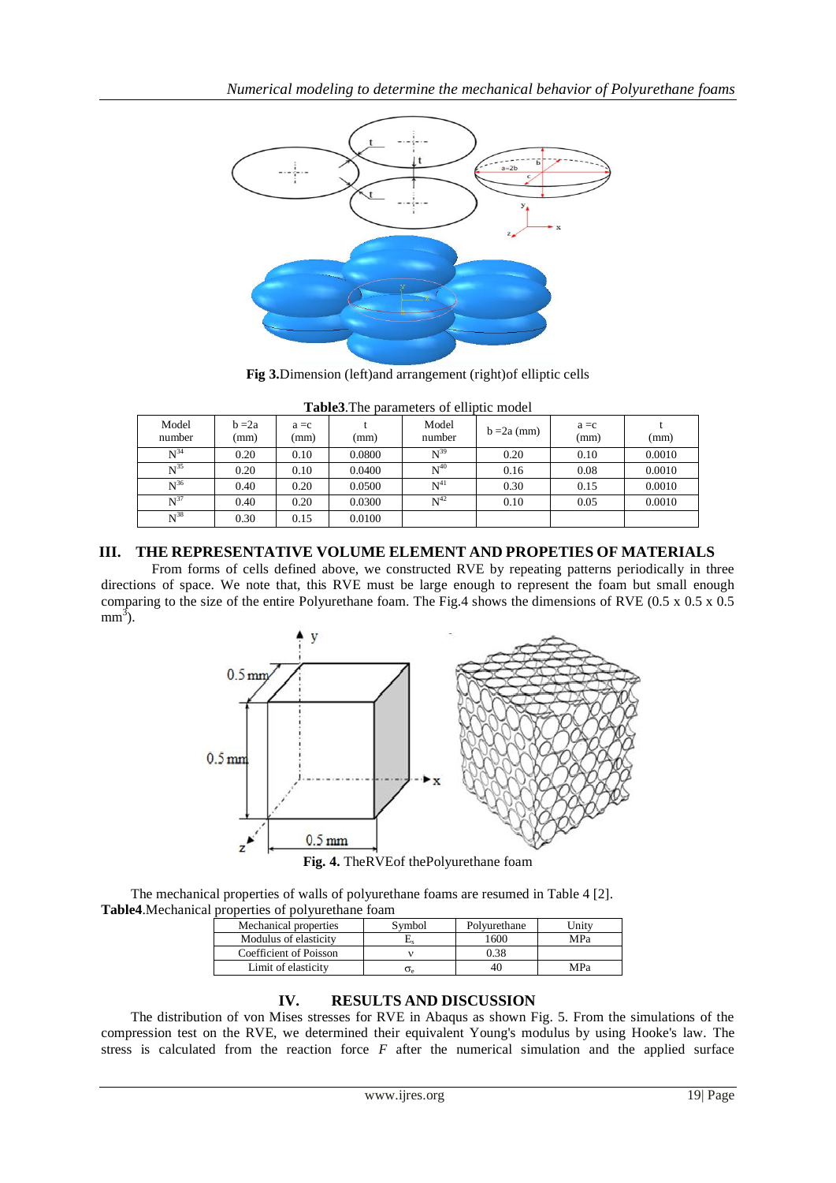**Fig 3.** Dimension (left) and arrangement (right) of elliptic cells

**Table3**. The parameters of elliptic model

| Model number | b =2a (mm) | a =c (mm) | t (mm) | Model number | b =2a (mm) | a =c (mm) | t (mm) |
|---|---|---|---|---|---|---|---|
| $N^{34}$ | 0.20 | 0.10 | 0.0800 | $N^{39}$ | 0.20 | 0.10 | 0.0010 |
| $N^{35}$ | 0.20 | 0.10 | 0.0400 | $N^{40}$ | 0.16 | 0.08 | 0.0010 |
| $N^{36}$ | 0.40 | 0.20 | 0.0500 | $N^{41}$ | 0.30 | 0.15 | 0.0010 |
| $N^{37}$ | 0.40 | 0.20 | 0.0300 | $N^{42}$ | 0.10 | 0.05 | 0.0010 |
| $N^{38}$ | 0.30 | 0.15 | 0.0100 | | | | |

## III. THE REPRESENTATIVE VOLUME ELEMENT AND PROPETIES OF MATERIALS

From forms of cells defined above, we constructed RVE by repeating patterns periodically in three directions of space. We note that, this RVE must be large enough to represent the foam but small enough comparing to the size of the entire Polyurethane foam. The Fig.4 shows the dimensions of RVE (0.5 x 0.5 x 0.5 $mm^3$).

**Fig. 4.** The RVE of the Polyurethane foam

The mechanical properties of walls of polyurethane foams are resumed in Table 4 [2].

**Table4**. Mechanical properties of polyurethane foam

| Mechanical properties | Symbol | Polyurethane | Unity |
|---|---|---|---|
| Modulus of elasticity | $E_s$ | 1600 | MPa |
| Coefficient of Poisson | $\nu$ | 0.38 | |
| Limit of elasticity | $\sigma_e$ | 40 | MPa |

## IV. RESULTS AND DISCUSSION

The distribution of von Mises stresses for RVE in Abaqus as shown Fig. 5. From the simulations of the compression test on the RVE, we determined their equivalent Young's modulus by using Hooke's law. The stress is calculated from the reaction force *F* after the numerical simulation and the applied surface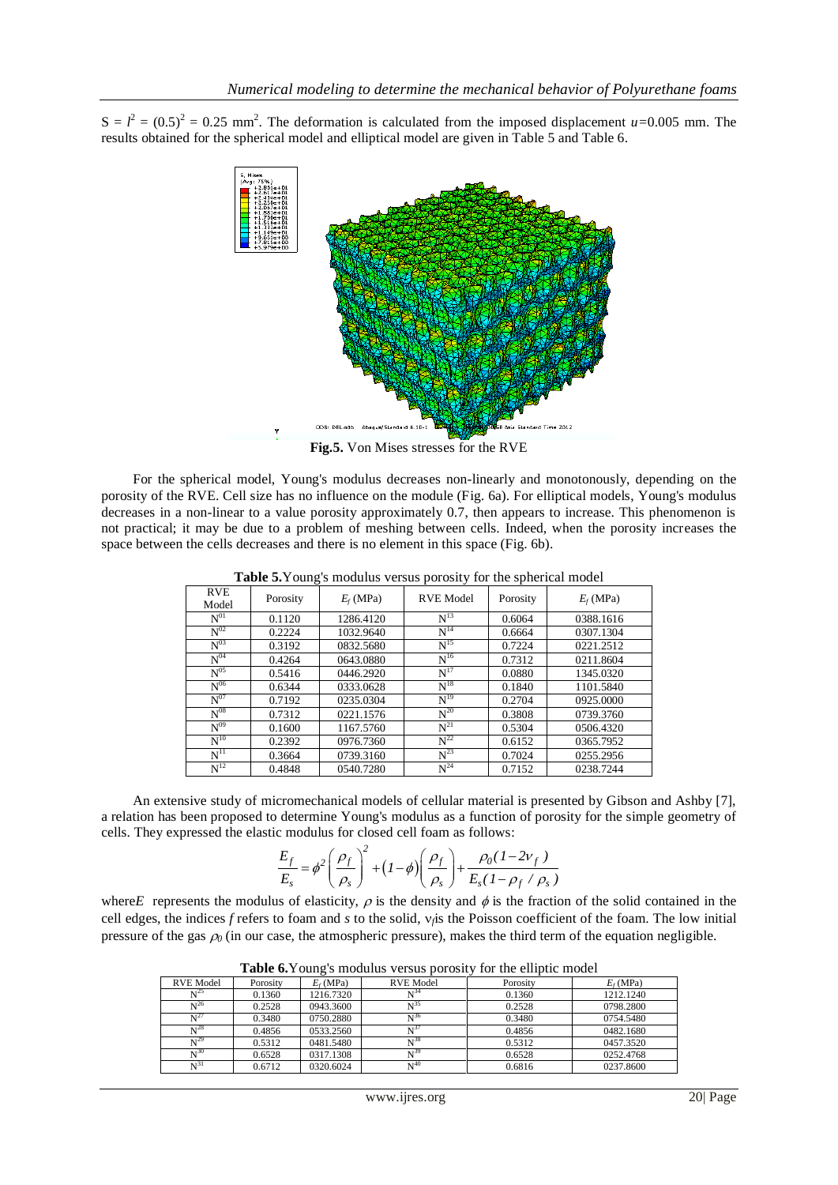$S = l^2 = (0.5)^2 = 0.25$ mm$^2$. The deformation is calculated from the imposed displacement $u$=0.005 mm. The results obtained for the spherical model and elliptical model are given in Table 5 and Table 6.

**Fig.5.** Von Mises stresses for the RVE

For the spherical model, Young's modulus decreases non-linearly and monotonously, depending on the porosity of the RVE. Cell size has no influence on the module (Fig. 6a). For elliptical models, Young's modulus decreases in a non-linear to a value porosity approximately 0.7, then appears to increase. This phenomenon is not practical; it may be due to a problem of meshing between cells. Indeed, when the porosity increases the space between the cells decreases and there is no element in this space (Fig. 6b).

**Table 5.** Young's modulus versus porosity for the spherical model

| RVE Model | Porosity | $E_f$ (MPa) | RVE Model | Porosity | $E_f$ (MPa) |
|---|---|---|---|---|---|
| $N^{01}$ | 0.1120 | 1286.4120 | $N^{13}$ | 0.6064 | 0388.1616 |
| $N^{02}$ | 0.2224 | 1032.9640 | $N^{14}$ | 0.6664 | 0307.1304 |
| $N^{03}$ | 0.3192 | 0832.5680 | $N^{15}$ | 0.7224 | 0221.2512 |
| $N^{04}$ | 0.4264 | 0643.0880 | $N^{16}$ | 0.7312 | 0211.8604 |
| $N^{05}$ | 0.5416 | 0446.2920 | $N^{17}$ | 0.0880 | 1345.0320 |
| $N^{06}$ | 0.6344 | 0333.0628 | $N^{18}$ | 0.1840 | 1101.5840 |
| $N^{07}$ | 0.7192 | 0235.0304 | $N^{19}$ | 0.2704 | 0925.0000 |
| $N^{08}$ | 0.7312 | 0221.1576 | $N^{20}$ | 0.3808 | 0739.3760 |
| $N^{09}$ | 0.1600 | 1167.5760 | $N^{21}$ | 0.5304 | 0506.4320 |
| $N^{10}$ | 0.2392 | 0976.7360 | $N^{22}$ | 0.6152 | 0365.7952 |
| $N^{11}$ | 0.3664 | 0739.3160 | $N^{23}$ | 0.7024 | 0255.2956 |
| $N^{12}$ | 0.4848 | 0540.7280 | $N^{24}$ | 0.7152 | 0238.7244 |

An extensive study of micromechanical models of cellular material is presented by Gibson and Ashby [7], a relation has been proposed to determine Young's modulus as a function of porosity for the simple geometry of cells. They expressed the elastic modulus for closed cell foam as follows:

$$\frac{E_f}{E_s} = \phi^2 \left(\frac{\rho_f}{\rho_s}\right)^2 + (1-\phi)\left(\frac{\rho_f}{\rho_s}\right) + \frac{\rho_0 (1-2\nu_f)}{E_s (1-\rho_f/\rho_s)}$$

where $E$ represents the modulus of elasticity, $\rho$ is the density and $\phi$ is the fraction of the solid contained in the cell edges, the indices $f$ refers to foam and $s$ to the solid, $\nu_f$ is the Poisson coefficient of the foam. The low initial pressure of the gas $\rho_0$ (in our case, the atmospheric pressure), makes the third term of the equation negligible.

**Table 6.** Young's modulus versus porosity for the elliptic model

| RVE Model | Porosity | $E_f$ (MPa) | RVE Model | Porosity | $E_f$ (MPa) |
|---|---|---|---|---|---|
| $N^{25}$ | 0.1360 | 1216.7320 | $N^{34}$ | 0.1360 | 1212.1240 |
| $N^{26}$ | 0.2528 | 0943.3600 | $N^{35}$ | 0.2528 | 0798.2800 |
| $N^{27}$ | 0.3480 | 0750.2880 | $N^{36}$ | 0.3480 | 0754.5480 |
| $N^{28}$ | 0.4856 | 0533.2560 | $N^{37}$ | 0.4856 | 0482.1680 |
| $N^{29}$ | 0.5312 | 0481.5480 | $N^{38}$ | 0.5312 | 0457.3520 |
| $N^{30}$ | 0.6528 | 0317.1308 | $N^{39}$ | 0.6528 | 0252.4768 |
| $N^{31}$ | 0.6712 | 0320.6024 | $N^{40}$ | 0.6816 | 0237.8600 |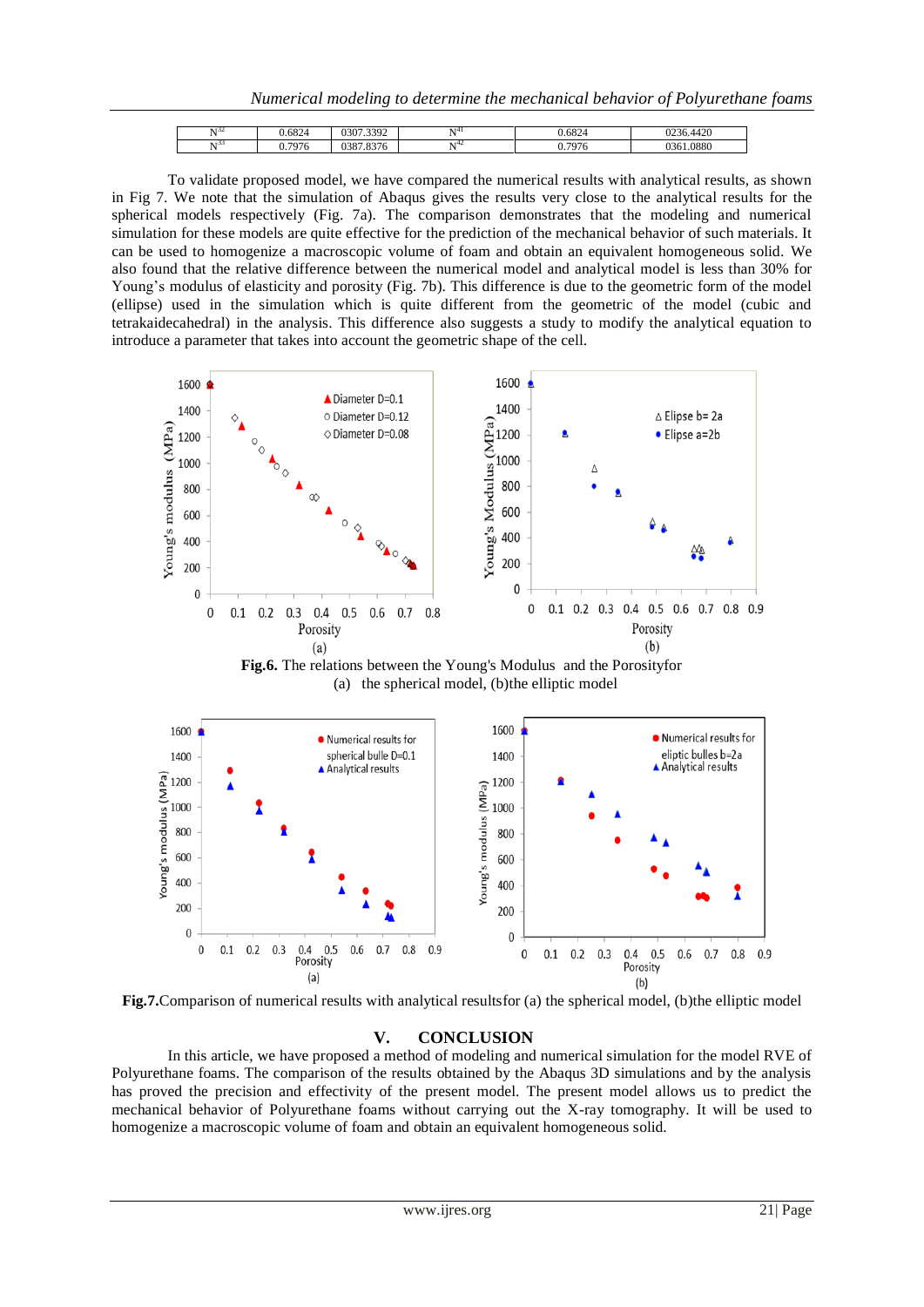| $N^{32}$ | 0.6824 | 0307.3392 | $N^{41}$ | 0.6824 | 0236.4420 |
|---|---|---|---|---|---|
| $N^{33}$ | 0.7976 | 0387.8376 | $N^{42}$ | 0.7976 | 0361.0880 |

To validate proposed model, we have compared the numerical results with analytical results, as shown in Fig 7. We note that the simulation of Abaqus gives the results very close to the analytical results for the spherical models respectively (Fig. 7a). The comparison demonstrates that the modeling and numerical simulation for these models are quite effective for the prediction of the mechanical behavior of such materials. It can be used to homogenize a macroscopic volume of foam and obtain an equivalent homogeneous solid. We also found that the relative difference between the numerical model and analytical model is less than 30% for Young's modulus of elasticity and porosity (Fig. 7b). This difference is due to the geometric form of the model (ellipse) used in the simulation which is quite different from the geometric of the model (cubic and tetrakaidecahedral) in the analysis. This difference also suggests a study to modify the analytical equation to introduce a parameter that takes into account the geometric shape of the cell.

**Fig.6.** The relations between the Young's Modulus and the Porosityfor
(a) the spherical model, (b)the elliptic model

**Fig.7.**Comparison of numerical results with analytical resultsfor (a) the spherical model, (b)the elliptic model

## V. CONCLUSION

In this article, we have proposed a method of modeling and numerical simulation for the model RVE of Polyurethane foams. The comparison of the results obtained by the Abaqus 3D simulations and by the analysis has proved the precision and effectivity of the present model. The present model allows us to predict the mechanical behavior of Polyurethane foams without carrying out the X-ray tomography. It will be used to homogenize a macroscopic volume of foam and obtain an equivalent homogeneous solid.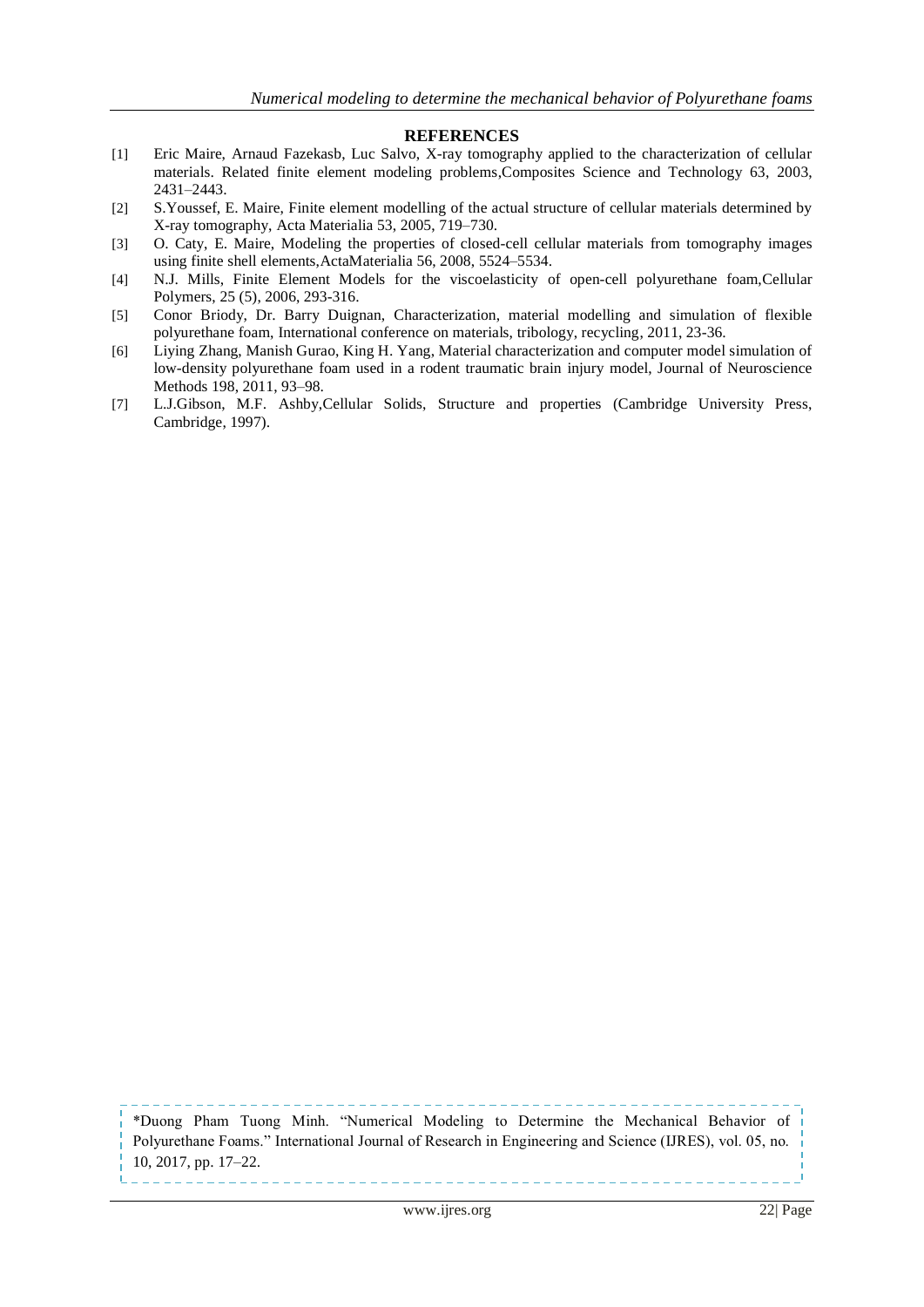## REFERENCES

[1] Eric Maire, Arnaud Fazekasb, Luc Salvo, X-ray tomography applied to the characterization of cellular materials. Related finite element modeling problems,Composites Science and Technology 63, 2003, 2431–2443.

[2] S.Youssef, E. Maire, Finite element modelling of the actual structure of cellular materials determined by X-ray tomography, Acta Materialia 53, 2005, 719–730.

[3] O. Caty, E. Maire, Modeling the properties of closed-cell cellular materials from tomography images using finite shell elements,ActaMaterialia 56, 2008, 5524–5534.

[4] N.J. Mills, Finite Element Models for the viscoelasticity of open-cell polyurethane foam,Cellular Polymers, 25 (5), 2006, 293-316.

[5] Conor Briody, Dr. Barry Duignan, Characterization, material modelling and simulation of flexible polyurethane foam, International conference on materials, tribology, recycling, 2011, 23-36.

[6] Liying Zhang, Manish Gurao, King H. Yang, Material characterization and computer model simulation of low-density polyurethane foam used in a rodent traumatic brain injury model, Journal of Neuroscience Methods 198, 2011, 93–98.

[7] L.J.Gibson, M.F. Ashby,Cellular Solids, Structure and properties (Cambridge University Press, Cambridge, 1997).

*Duong Pham Tuong Minh. "Numerical Modeling to Determine the Mechanical Behavior of Polyurethane Foams." International Journal of Research in Engineering and Science (IJRES), vol. 05, no. 10, 2017, pp. 17–22.